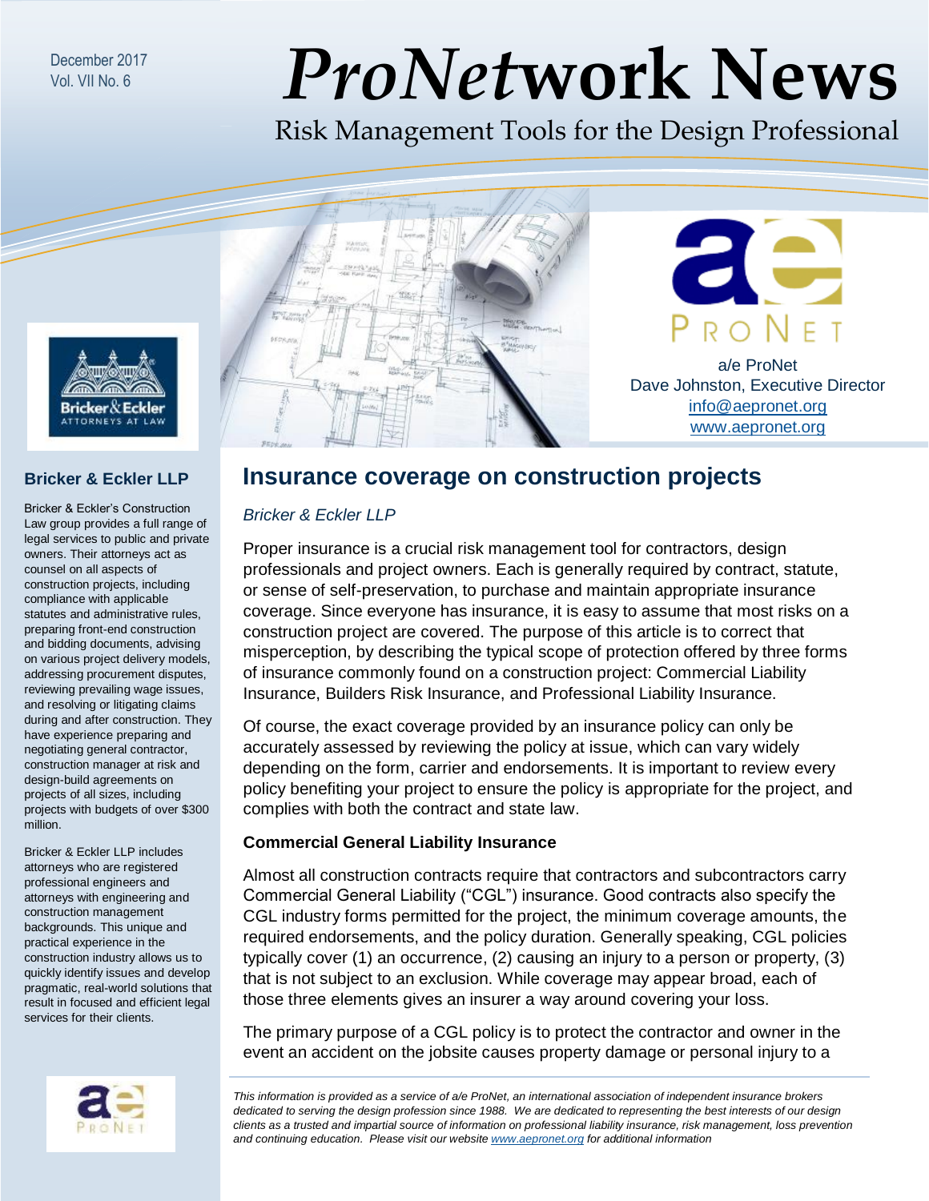December 2017
Vol. VII No. 6

# ProNetwork News

Risk Management Tools for the Design Professional

a/e ProNet
Dave Johnston, Executive Director
info@aepronet.org
www.aepronet.org

### Bricker & Eckler LLP

Bricker & Eckler's Construction Law group provides a full range of legal services to public and private owners. Their attorneys act as counsel on all aspects of construction projects, including compliance with applicable statutes and administrative rules, preparing front-end construction and bidding documents, advising on various project delivery models, addressing procurement disputes, reviewing prevailing wage issues, and resolving or litigating claims during and after construction. They have experience preparing and negotiating general contractor, construction manager at risk and design-build agreements on projects of all sizes, including projects with budgets of over $300 million.

Bricker & Eckler LLP includes attorneys who are registered professional engineers and attorneys with engineering and construction management backgrounds. This unique and practical experience in the construction industry allows us to quickly identify issues and develop pragmatic, real-world solutions that result in focused and efficient legal services for their clients.

## Insurance coverage on construction projects

*Bricker & Eckler LLP*

Proper insurance is a crucial risk management tool for contractors, design professionals and project owners. Each is generally required by contract, statute, or sense of self-preservation, to purchase and maintain appropriate insurance coverage. Since everyone has insurance, it is easy to assume that most risks on a construction project are covered. The purpose of this article is to correct that misperception, by describing the typical scope of protection offered by three forms of insurance commonly found on a construction project: Commercial Liability Insurance, Builders Risk Insurance, and Professional Liability Insurance.

Of course, the exact coverage provided by an insurance policy can only be accurately assessed by reviewing the policy at issue, which can vary widely depending on the form, carrier and endorsements. It is important to review every policy benefiting your project to ensure the policy is appropriate for the project, and complies with both the contract and state law.

**Commercial General Liability Insurance**

Almost all construction contracts require that contractors and subcontractors carry Commercial General Liability ("CGL") insurance. Good contracts also specify the CGL industry forms permitted for the project, the minimum coverage amounts, the required endorsements, and the policy duration. Generally speaking, CGL policies typically cover (1) an occurrence, (2) causing an injury to a person or property, (3) that is not subject to an exclusion. While coverage may appear broad, each of those three elements gives an insurer a way around covering your loss.

The primary purpose of a CGL policy is to protect the contractor and owner in the event an accident on the jobsite causes property damage or personal injury to a

*This information is provided as a service of a/e ProNet, an international association of independent insurance brokers dedicated to serving the design profession since 1988. We are dedicated to representing the best interests of our design clients as a trusted and impartial source of information on professional liability insurance, risk management, loss prevention and continuing education. Please visit our website www.aepronet.org for additional information*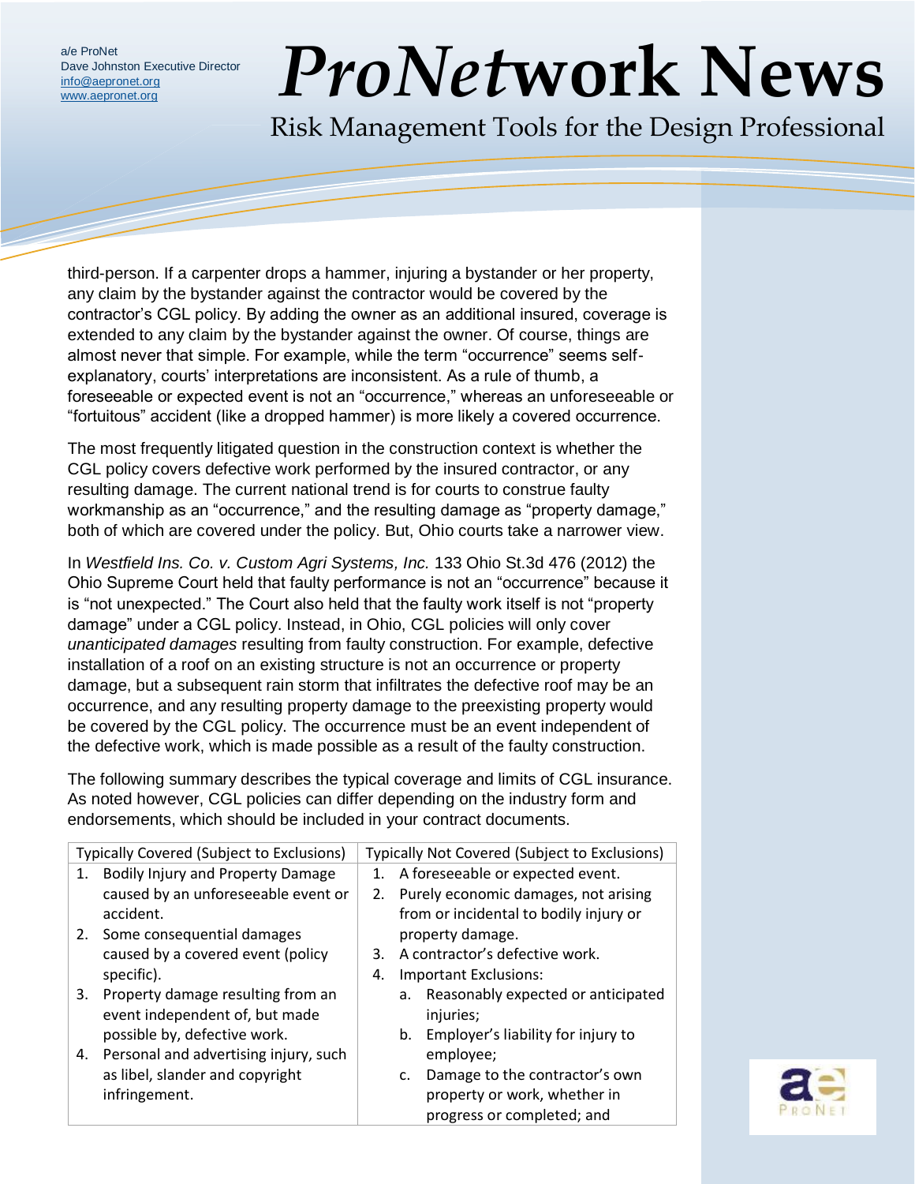third-person. If a carpenter drops a hammer, injuring a bystander or her property, any claim by the bystander against the contractor would be covered by the contractor's CGL policy. By adding the owner as an additional insured, coverage is extended to any claim by the bystander against the owner. Of course, things are almost never that simple. For example, while the term "occurrence" seems self-explanatory, courts' interpretations are inconsistent. As a rule of thumb, a foreseeable or expected event is not an "occurrence," whereas an unforeseeable or "fortuitous" accident (like a dropped hammer) is more likely a covered occurrence.

The most frequently litigated question in the construction context is whether the CGL policy covers defective work performed by the insured contractor, or any resulting damage. The current national trend is for courts to construe faulty workmanship as an "occurrence," and the resulting damage as "property damage," both of which are covered under the policy. But, Ohio courts take a narrower view.

In *Westfield Ins. Co. v. Custom Agri Systems, Inc.* 133 Ohio St.3d 476 (2012) the Ohio Supreme Court held that faulty performance is not an "occurrence" because it is "not unexpected." The Court also held that the faulty work itself is not "property damage" under a CGL policy. Instead, in Ohio, CGL policies will only cover *unanticipated damages* resulting from faulty construction. For example, defective installation of a roof on an existing structure is not an occurrence or property damage, but a subsequent rain storm that infiltrates the defective roof may be an occurrence, and any resulting property damage to the preexisting property would be covered by the CGL policy. The occurrence must be an event independent of the defective work, which is made possible as a result of the faulty construction.

The following summary describes the typical coverage and limits of CGL insurance. As noted however, CGL policies can differ depending on the industry form and endorsements, which should be included in your contract documents.

| Typically Covered (Subject to Exclusions) | Typically Not Covered (Subject to Exclusions) |
|---|---|
| 1. Bodily Injury and Property Damage caused by an unforeseeable event or accident.<br>2. Some consequential damages caused by a covered event (policy specific).<br>3. Property damage resulting from an event independent of, but made possible by, defective work.<br>4. Personal and advertising injury, such as libel, slander and copyright infringement. | 1. A foreseeable or expected event.<br>2. Purely economic damages, not arising from or incidental to bodily injury or property damage.<br>3. A contractor's defective work.<br>4. Important Exclusions:<br>a. Reasonably expected or anticipated injuries;<br>b. Employer's liability for injury to employee;<br>c. Damage to the contractor's own property or work, whether in progress or completed; and |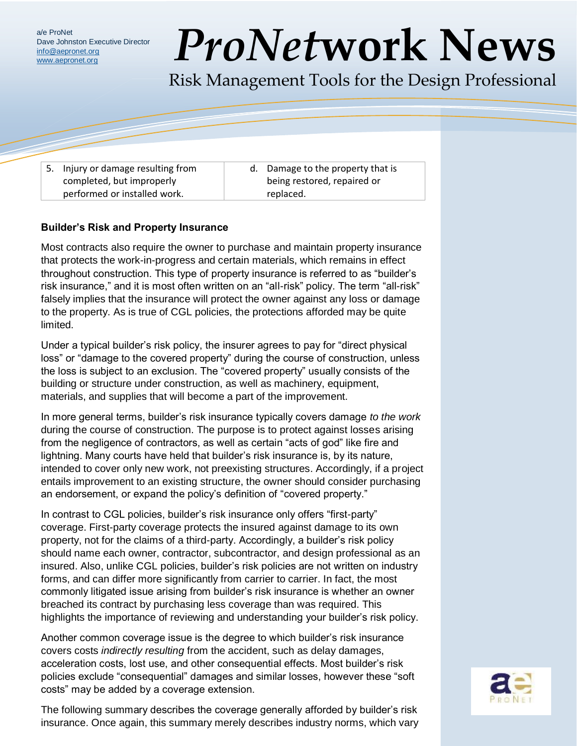| | |
|---|---|
| 5. Injury or damage resulting from completed, but improperly performed or installed work. | d. Damage to the property that is being restored, repaired or replaced. |

**Builder's Risk and Property Insurance**

Most contracts also require the owner to purchase and maintain property insurance that protects the work-in-progress and certain materials, which remains in effect throughout construction. This type of property insurance is referred to as "builder's risk insurance," and it is most often written on an "all-risk" policy. The term "all-risk" falsely implies that the insurance will protect the owner against any loss or damage to the property. As is true of CGL policies, the protections afforded may be quite limited.

Under a typical builder's risk policy, the insurer agrees to pay for "direct physical loss" or "damage to the covered property" during the course of construction, unless the loss is subject to an exclusion. The "covered property" usually consists of the building or structure under construction, as well as machinery, equipment, materials, and supplies that will become a part of the improvement.

In more general terms, builder's risk insurance typically covers damage *to the work* during the course of construction. The purpose is to protect against losses arising from the negligence of contractors, as well as certain "acts of god" like fire and lightning. Many courts have held that builder's risk insurance is, by its nature, intended to cover only new work, not preexisting structures. Accordingly, if a project entails improvement to an existing structure, the owner should consider purchasing an endorsement, or expand the policy's definition of "covered property."

In contrast to CGL policies, builder's risk insurance only offers "first-party" coverage. First-party coverage protects the insured against damage to its own property, not for the claims of a third-party. Accordingly, a builder's risk policy should name each owner, contractor, subcontractor, and design professional as an insured. Also, unlike CGL policies, builder's risk policies are not written on industry forms, and can differ more significantly from carrier to carrier. In fact, the most commonly litigated issue arising from builder's risk insurance is whether an owner breached its contract by purchasing less coverage than was required. This highlights the importance of reviewing and understanding your builder's risk policy.

Another common coverage issue is the degree to which builder's risk insurance covers costs *indirectly resulting* from the accident, such as delay damages, acceleration costs, lost use, and other consequential effects. Most builder's risk policies exclude "consequential" damages and similar losses, however these "soft costs" may be added by a coverage extension.

The following summary describes the coverage generally afforded by builder's risk insurance. Once again, this summary merely describes industry norms, which vary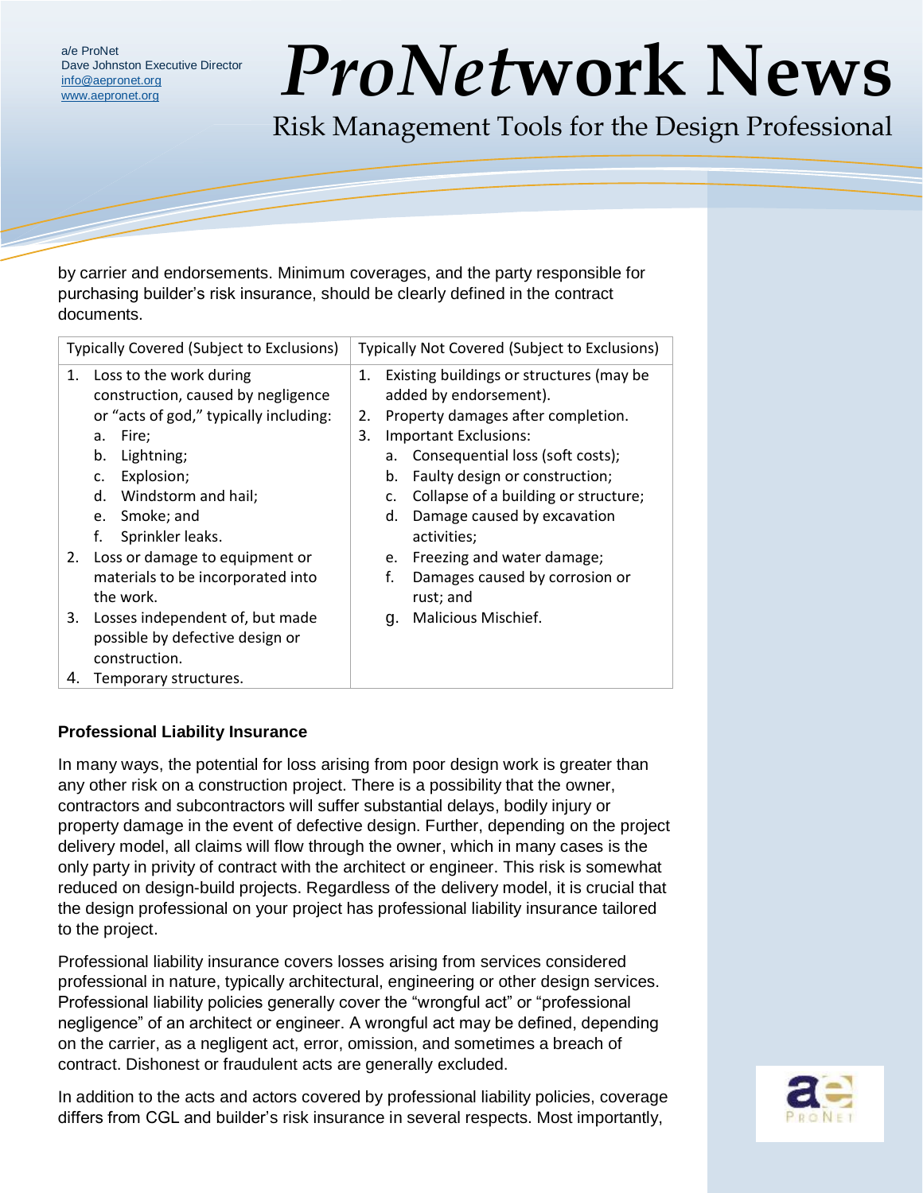by carrier and endorsements. Minimum coverages, and the party responsible for purchasing builder's risk insurance, should be clearly defined in the contract documents.

| Typically Covered (Subject to Exclusions) | Typically Not Covered (Subject to Exclusions) |
|---|---|
| 1. Loss to the work during construction, caused by negligence or "acts of god," typically including:<br>a. Fire;<br>b. Lightning;<br>c. Explosion;<br>d. Windstorm and hail;<br>e. Smoke; and<br>f. Sprinkler leaks.<br>2. Loss or damage to equipment or materials to be incorporated into the work.<br>3. Losses independent of, but made possible by defective design or construction.<br>4. Temporary structures. | 1. Existing buildings or structures (may be added by endorsement).<br>2. Property damages after completion.<br>3. Important Exclusions:<br>a. Consequential loss (soft costs);<br>b. Faulty design or construction;<br>c. Collapse of a building or structure;<br>d. Damage caused by excavation activities;<br>e. Freezing and water damage;<br>f. Damages caused by corrosion or rust; and<br>g. Malicious Mischief. |

**Professional Liability Insurance**

In many ways, the potential for loss arising from poor design work is greater than any other risk on a construction project. There is a possibility that the owner, contractors and subcontractors will suffer substantial delays, bodily injury or property damage in the event of defective design. Further, depending on the project delivery model, all claims will flow through the owner, which in many cases is the only party in privity of contract with the architect or engineer. This risk is somewhat reduced on design-build projects. Regardless of the delivery model, it is crucial that the design professional on your project has professional liability insurance tailored to the project.

Professional liability insurance covers losses arising from services considered professional in nature, typically architectural, engineering or other design services. Professional liability policies generally cover the "wrongful act" or "professional negligence" of an architect or engineer. A wrongful act may be defined, depending on the carrier, as a negligent act, error, omission, and sometimes a breach of contract. Dishonest or fraudulent acts are generally excluded.

In addition to the acts and actors covered by professional liability policies, coverage differs from CGL and builder's risk insurance in several respects. Most importantly,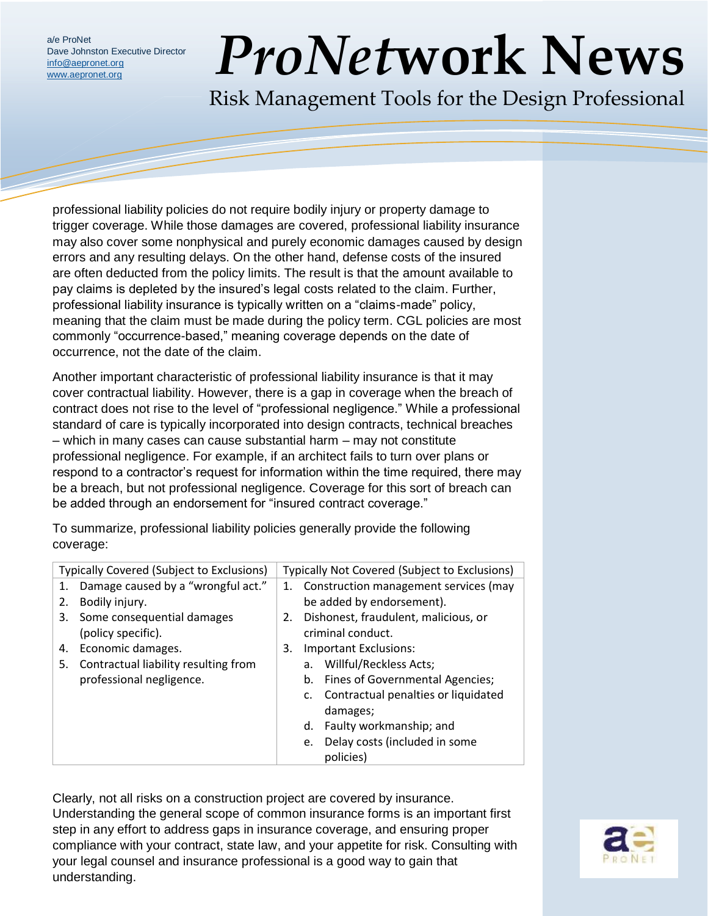professional liability policies do not require bodily injury or property damage to trigger coverage. While those damages are covered, professional liability insurance may also cover some nonphysical and purely economic damages caused by design errors and any resulting delays. On the other hand, defense costs of the insured are often deducted from the policy limits. The result is that the amount available to pay claims is depleted by the insured's legal costs related to the claim. Further, professional liability insurance is typically written on a "claims-made" policy, meaning that the claim must be made during the policy term. CGL policies are most commonly "occurrence-based," meaning coverage depends on the date of occurrence, not the date of the claim.

Another important characteristic of professional liability insurance is that it may cover contractual liability. However, there is a gap in coverage when the breach of contract does not rise to the level of "professional negligence." While a professional standard of care is typically incorporated into design contracts, technical breaches – which in many cases can cause substantial harm – may not constitute professional negligence. For example, if an architect fails to turn over plans or respond to a contractor's request for information within the time required, there may be a breach, but not professional negligence. Coverage for this sort of breach can be added through an endorsement for "insured contract coverage."

To summarize, professional liability policies generally provide the following coverage:

| Typically Covered (Subject to Exclusions) | Typically Not Covered (Subject to Exclusions) |
| --- | --- |
| 1. Damage caused by a "wrongful act."<br>2. Bodily injury.<br>3. Some consequential damages (policy specific).<br>4. Economic damages.<br>5. Contractual liability resulting from professional negligence. | 1. Construction management services (may be added by endorsement).<br>2. Dishonest, fraudulent, malicious, or criminal conduct.<br>3. Important Exclusions:<br>a. Willful/Reckless Acts;<br>b. Fines of Governmental Agencies;<br>c. Contractual penalties or liquidated damages;<br>d. Faulty workmanship; and<br>e. Delay costs (included in some policies) |

Clearly, not all risks on a construction project are covered by insurance. Understanding the general scope of common insurance forms is an important first step in any effort to address gaps in insurance coverage, and ensuring proper compliance with your contract, state law, and your appetite for risk. Consulting with your legal counsel and insurance professional is a good way to gain that understanding.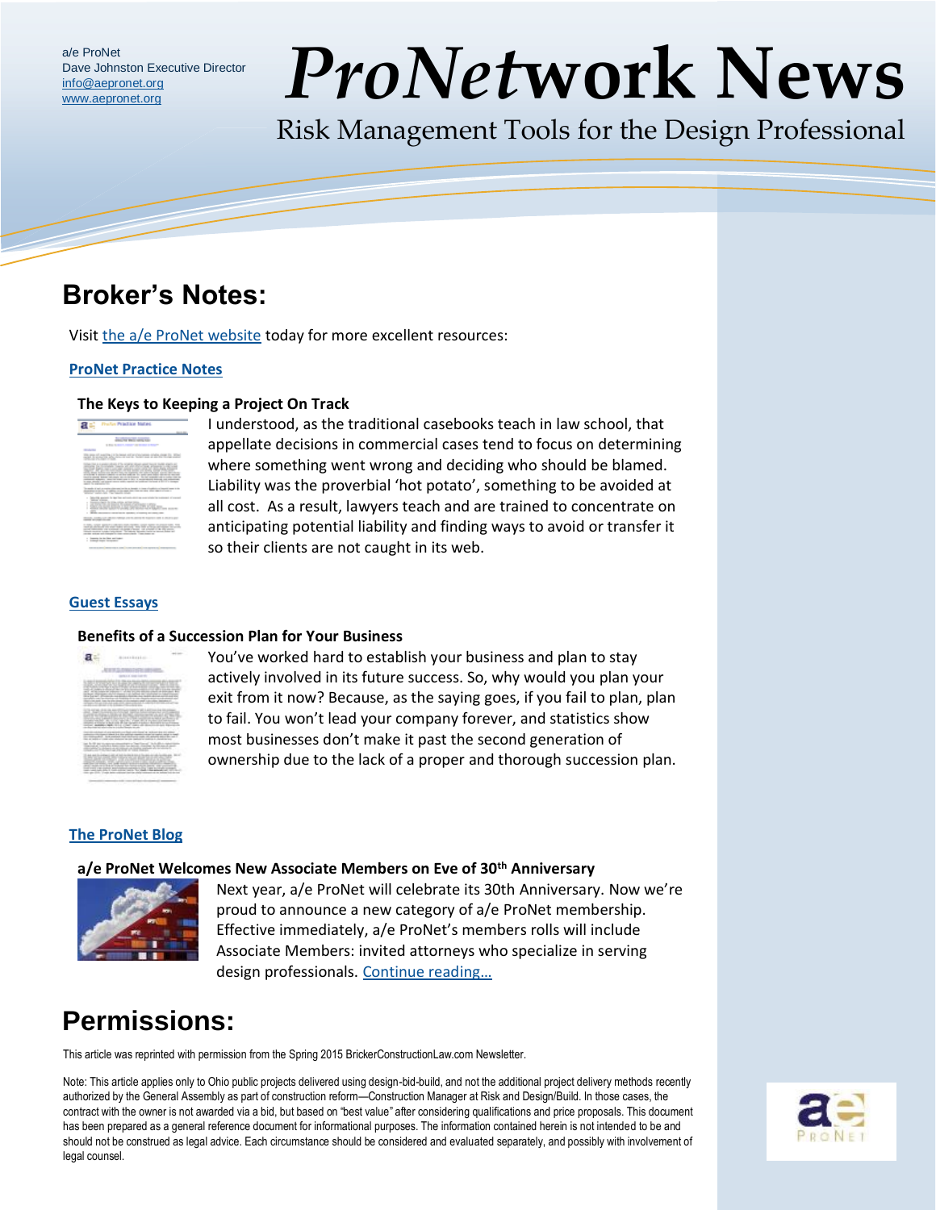a/e ProNet
Dave Johnston Executive Director
info@aepronet.org
www.aepronet.org

# ProNetwork News

Risk Management Tools for the Design Professional

## Broker's Notes:

Visit the a/e ProNet website today for more excellent resources:

**ProNet Practice Notes**

### The Keys to Keeping a Project On Track

I understood, as the traditional casebooks teach in law school, that appellate decisions in commercial cases tend to focus on determining where something went wrong and deciding who should be blamed. Liability was the proverbial 'hot potato', something to be avoided at all cost. As a result, lawyers teach and are trained to concentrate on anticipating potential liability and finding ways to avoid or transfer it so their clients are not caught in its web.

**Guest Essays**

### Benefits of a Succession Plan for Your Business

You've worked hard to establish your business and plan to stay actively involved in its future success. So, why would you plan your exit from it now? Because, as the saying goes, if you fail to plan, plan to fail. You won't lead your company forever, and statistics show most businesses don't make it past the second generation of ownership due to the lack of a proper and thorough succession plan.

**The ProNet Blog**

### a/e ProNet Welcomes New Associate Members on Eve of 30th Anniversary

Next year, a/e ProNet will celebrate its 30th Anniversary. Now we're proud to announce a new category of a/e ProNet membership. Effective immediately, a/e ProNet's members rolls will include Associate Members: invited attorneys who specialize in serving design professionals. Continue reading…

## Permissions:

This article was reprinted with permission from the Spring 2015 BrickerConstructionLaw.com Newsletter.

Note: This article applies only to Ohio public projects delivered using design-bid-build, and not the additional project delivery methods recently authorized by the General Assembly as part of construction reform—Construction Manager at Risk and Design/Build. In those cases, the contract with the owner is not awarded via a bid, but based on "best value" after considering qualifications and price proposals. This document has been prepared as a general reference document for informational purposes. The information contained herein is not intended to be and should not be construed as legal advice. Each circumstance should be considered and evaluated separately, and possibly with involvement of legal counsel.